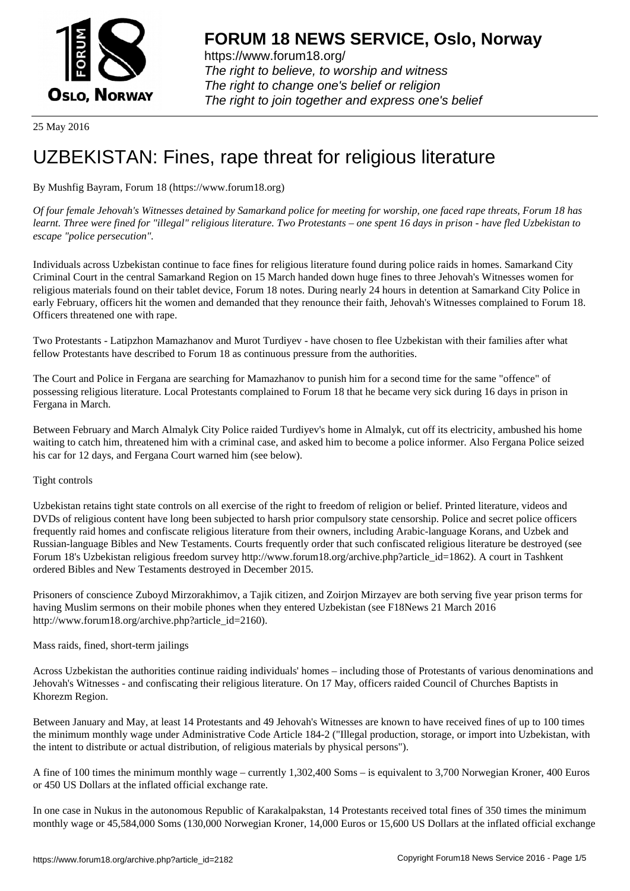25 May 2016

# UZBEKISTAN: Fines, rape threat for religious literature

By Mushfig Bayram, Forum 18 (https://www.forum18.org)

*Of four female Jehovah's Witnesses detained by Samarkand police for meeting for worship, one faced rape threats, Forum 18 has learnt. Three were fined for "illegal" religious literature. Two Protestants – one spent 16 days in prison - have fled Uzbekistan to escape "police persecution".*

Individuals across Uzbekistan continue to face fines for religious literature found during police raids in homes. Samarkand City Criminal Court in the central Samarkand Region on 15 March handed down huge fines to three Jehovah's Witnesses women for religious materials found on their tablet device, Forum 18 notes. During nearly 24 hours in detention at Samarkand City Police in early February, officers hit the women and demanded that they renounce their faith, Jehovah's Witnesses complained to Forum 18. Officers threatened one with rape.

Two Protestants - Latipzhon Mamazhanov and Murot Turdiyev - have chosen to flee Uzbekistan with their families after what fellow Protestants have described to Forum 18 as continuous pressure from the authorities.

The Court and Police in Fergana are searching for Mamazhanov to punish him for a second time for the same "offence" of possessing religious literature. Local Protestants complained to Forum 18 that he became very sick during 16 days in prison in Fergana in March.

Between February and March Almalyk City Police raided Turdiyev's home in Almalyk, cut off its electricity, ambushed his home waiting to catch him, threatened him with a criminal case, and asked him to become a police informer. Also Fergana Police seized his car for 12 days, and Fergana Court warned him (see below).

Tight controls

Uzbekistan retains tight state controls on all exercise of the right to freedom of religion or belief. Printed literature, videos and DVDs of religious content have long been subjected to harsh prior compulsory state censorship. Police and secret police officers frequently raid homes and confiscate religious literature from their owners, including Arabic-language Korans, and Uzbek and Russian-language Bibles and New Testaments. Courts frequently order that such confiscated religious literature be destroyed (see Forum 18's Uzbekistan religious freedom survey http://www.forum18.org/archive.php?article_id=1862). A court in Tashkent ordered Bibles and New Testaments destroyed in December 2015.

Prisoners of conscience Zuboyd Mirzorakhimov, a Tajik citizen, and Zoirjon Mirzayev are both serving five year prison terms for having Muslim sermons on their mobile phones when they entered Uzbekistan (see F18News 21 March 2016 http://www.forum18.org/archive.php?article_id=2160).

Mass raids, fined, short-term jailings

Across Uzbekistan the authorities continue raiding individuals' homes – including those of Protestants of various denominations and Jehovah's Witnesses - and confiscating their religious literature. On 17 May, officers raided Council of Churches Baptists in Khorezm Region.

Between January and May, at least 14 Protestants and 49 Jehovah's Witnesses are known to have received fines of up to 100 times the minimum monthly wage under Administrative Code Article 184-2 ("Illegal production, storage, or import into Uzbekistan, with the intent to distribute or actual distribution, of religious materials by physical persons").

A fine of 100 times the minimum monthly wage – currently 1,302,400 Soms – is equivalent to 3,700 Norwegian Kroner, 400 Euros or 450 US Dollars at the inflated official exchange rate.

In one case in Nukus in the autonomous Republic of Karakalpakstan, 14 Protestants received total fines of 350 times the minimum monthly wage or 45,584,000 Soms (130,000 Norwegian Kroner, 14,000 Euros or 15,600 US Dollars at the inflated official exchange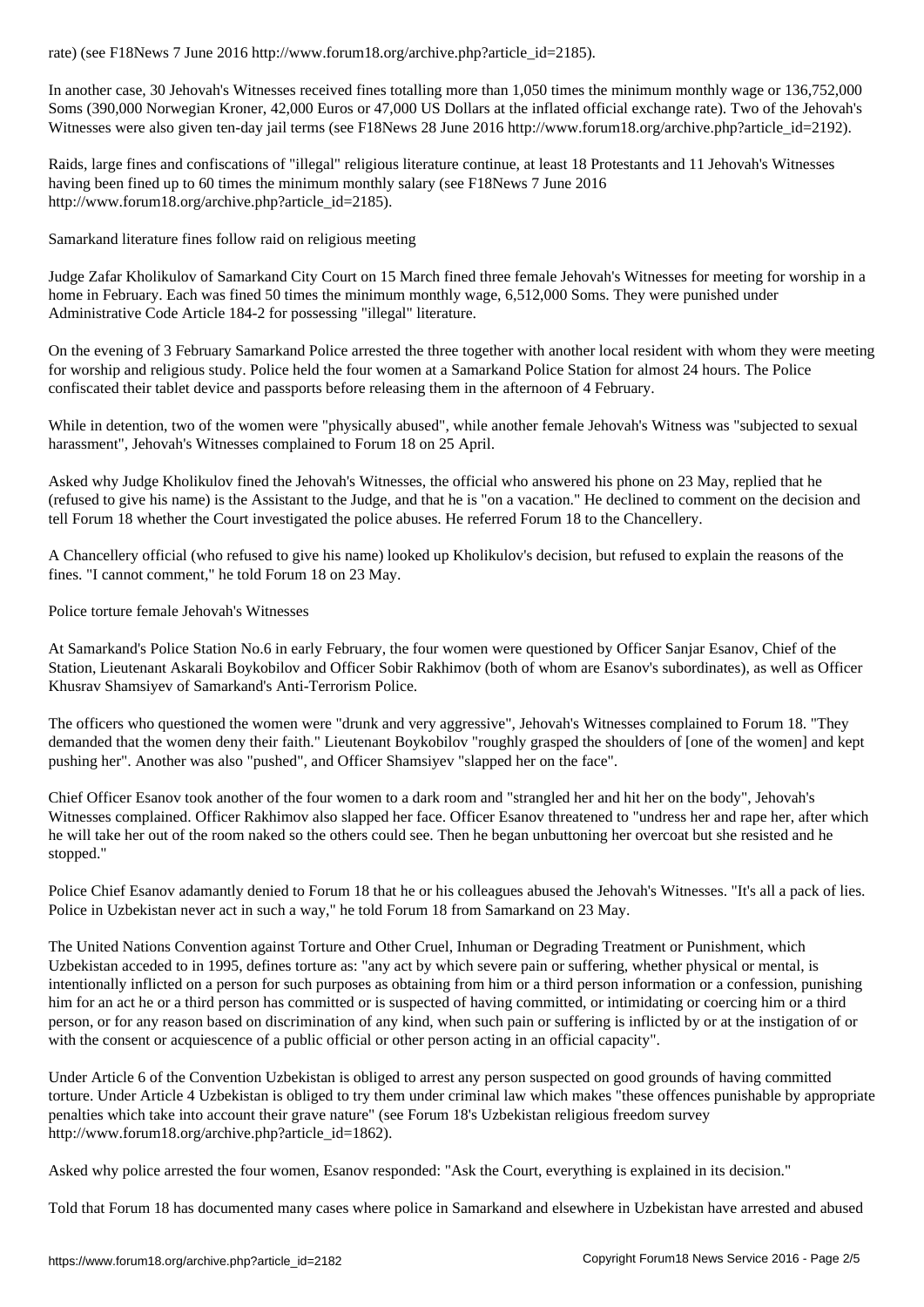rate) (see F18News 7 June 2016 http://www.forum18.org/archive.php?article_id=2185).

In another case, 30 Jehovah's Witnesses received fines totalling more than 1,050 times the minimum monthly wage or 136,752,000 Soms (390,000 Norwegian Kroner, 42,000 Euros or 47,000 US Dollars at the inflated official exchange rate). Two of the Jehovah's Witnesses were also given ten-day jail terms (see F18News 28 June 2016 http://www.forum18.org/archive.php?article_id=2192).

Raids, large fines and confiscations of "illegal" religious literature continue, at least 18 Protestants and 11 Jehovah's Witnesses having been fined up to 60 times the minimum monthly salary (see F18News 7 June 2016 http://www.forum18.org/archive.php?article_id=2185).

Samarkand literature fines follow raid on religious meeting

Judge Zafar Kholikulov of Samarkand City Court on 15 March fined three female Jehovah's Witnesses for meeting for worship in a home in February. Each was fined 50 times the minimum monthly wage, 6,512,000 Soms. They were punished under Administrative Code Article 184-2 for possessing "illegal" literature.

On the evening of 3 February Samarkand Police arrested the three together with another local resident with whom they were meeting for worship and religious study. Police held the four women at a Samarkand Police Station for almost 24 hours. The Police confiscated their tablet device and passports before releasing them in the afternoon of 4 February.

While in detention, two of the women were "physically abused", while another female Jehovah's Witness was "subjected to sexual harassment", Jehovah's Witnesses complained to Forum 18 on 25 April.

Asked why Judge Kholikulov fined the Jehovah's Witnesses, the official who answered his phone on 23 May, replied that he (refused to give his name) is the Assistant to the Judge, and that he is "on a vacation." He declined to comment on the decision and tell Forum 18 whether the Court investigated the police abuses. He referred Forum 18 to the Chancellery.

A Chancellery official (who refused to give his name) looked up Kholikulov's decision, but refused to explain the reasons of the fines. "I cannot comment," he told Forum 18 on 23 May.

Police torture female Jehovah's Witnesses

At Samarkand's Police Station No.6 in early February, the four women were questioned by Officer Sanjar Esanov, Chief of the Station, Lieutenant Askarali Boykobilov and Officer Sobir Rakhimov (both of whom are Esanov's subordinates), as well as Officer Khusrav Shamsiyev of Samarkand's Anti-Terrorism Police.

The officers who questioned the women were "drunk and very aggressive", Jehovah's Witnesses complained to Forum 18. "They demanded that the women deny their faith." Lieutenant Boykobilov "roughly grasped the shoulders of [one of the women] and kept pushing her". Another was also "pushed", and Officer Shamsiyev "slapped her on the face".

Chief Officer Esanov took another of the four women to a dark room and "strangled her and hit her on the body", Jehovah's Witnesses complained. Officer Rakhimov also slapped her face. Officer Esanov threatened to "undress her and rape her, after which he will take her out of the room naked so the others could see. Then he began unbuttoning her overcoat but she resisted and he stopped."

Police Chief Esanov adamantly denied to Forum 18 that he or his colleagues abused the Jehovah's Witnesses. "It's all a pack of lies. Police in Uzbekistan never act in such a way," he told Forum 18 from Samarkand on 23 May.

The United Nations Convention against Torture and Other Cruel, Inhuman or Degrading Treatment or Punishment, which Uzbekistan acceded to in 1995, defines torture as: "any act by which severe pain or suffering, whether physical or mental, is intentionally inflicted on a person for such purposes as obtaining from him or a third person information or a confession, punishing him for an act he or a third person has committed or is suspected of having committed, or intimidating or coercing him or a third person, or for any reason based on discrimination of any kind, when such pain or suffering is inflicted by or at the instigation of or with the consent or acquiescence of a public official or other person acting in an official capacity".

Under Article 6 of the Convention Uzbekistan is obliged to arrest any person suspected on good grounds of having committed torture. Under Article 4 Uzbekistan is obliged to try them under criminal law which makes "these offences punishable by appropriate penalties which take into account their grave nature" (see Forum 18's Uzbekistan religious freedom survey http://www.forum18.org/archive.php?article_id=1862).

Asked why police arrested the four women, Esanov responded: "Ask the Court, everything is explained in its decision."

Told that Forum 18 has documented many cases where police in Samarkand and elsewhere in Uzbekistan have arrested and abused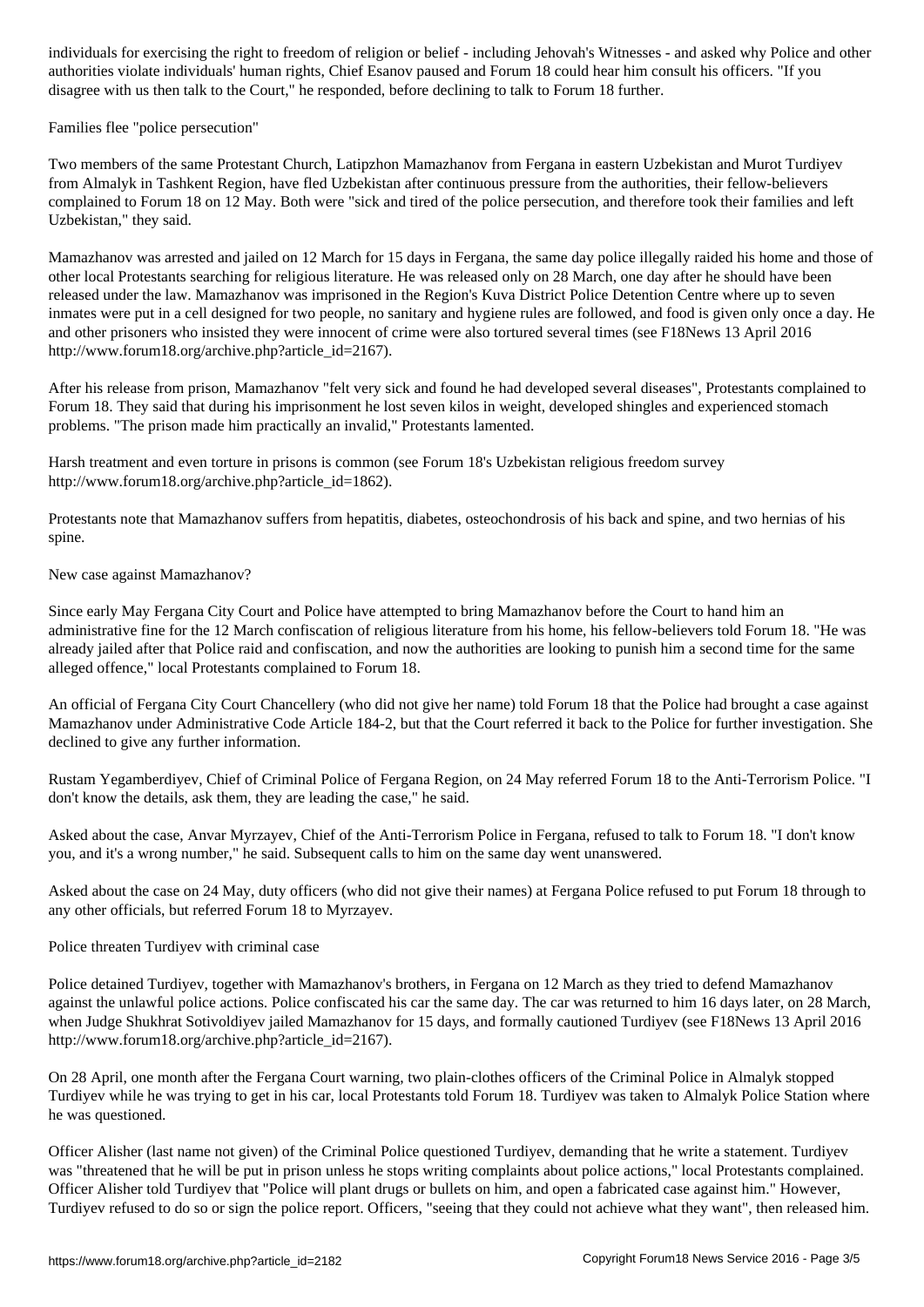individuals for exercising the right to freedom of religion or belief - including Jehovah's Witnesses - and asked why Police and other authorities violate individuals' human rights, Chief Esanov paused and Forum 18 could hear him consult his officers. "If you disagree with us then talk to the Court," he responded, before declining to talk to Forum 18 further.

## Families flee "police persecution"

Two members of the same Protestant Church, Latipzhon Mamazhanov from Fergana in eastern Uzbekistan and Murot Turdiyev from Almalyk in Tashkent Region, have fled Uzbekistan after continuous pressure from the authorities, their fellow-believers complained to Forum 18 on 12 May. Both were "sick and tired of the police persecution, and therefore took their families and left Uzbekistan," they said.

Mamazhanov was arrested and jailed on 12 March for 15 days in Fergana, the same day police illegally raided his home and those of other local Protestants searching for religious literature. He was released only on 28 March, one day after he should have been released under the law. Mamazhanov was imprisoned in the Region's Kuva District Police Detention Centre where up to seven inmates were put in a cell designed for two people, no sanitary and hygiene rules are followed, and food is given only once a day. He and other prisoners who insisted they were innocent of crime were also tortured several times (see F18News 13 April 2016 http://www.forum18.org/archive.php?article_id=2167).

After his release from prison, Mamazhanov "felt very sick and found he had developed several diseases", Protestants complained to Forum 18. They said that during his imprisonment he lost seven kilos in weight, developed shingles and experienced stomach problems. "The prison made him practically an invalid," Protestants lamented.

Harsh treatment and even torture in prisons is common (see Forum 18's Uzbekistan religious freedom survey http://www.forum18.org/archive.php?article_id=1862).

Protestants note that Mamazhanov suffers from hepatitis, diabetes, osteochondrosis of his back and spine, and two hernias of his spine.

## New case against Mamazhanov?

Since early May Fergana City Court and Police have attempted to bring Mamazhanov before the Court to hand him an administrative fine for the 12 March confiscation of religious literature from his home, his fellow-believers told Forum 18. "He was already jailed after that Police raid and confiscation, and now the authorities are looking to punish him a second time for the same alleged offence," local Protestants complained to Forum 18.

An official of Fergana City Court Chancellery (who did not give her name) told Forum 18 that the Police had brought a case against Mamazhanov under Administrative Code Article 184-2, but that the Court referred it back to the Police for further investigation. She declined to give any further information.

Rustam Yegamberdiyev, Chief of Criminal Police of Fergana Region, on 24 May referred Forum 18 to the Anti-Terrorism Police. "I don't know the details, ask them, they are leading the case," he said.

Asked about the case, Anvar Myrzayev, Chief of the Anti-Terrorism Police in Fergana, refused to talk to Forum 18. "I don't know you, and it's a wrong number," he said. Subsequent calls to him on the same day went unanswered.

Asked about the case on 24 May, duty officers (who did not give their names) at Fergana Police refused to put Forum 18 through to any other officials, but referred Forum 18 to Myrzayev.

## Police threaten Turdiyev with criminal case

Police detained Turdiyev, together with Mamazhanov's brothers, in Fergana on 12 March as they tried to defend Mamazhanov against the unlawful police actions. Police confiscated his car the same day. The car was returned to him 16 days later, on 28 March, when Judge Shukhrat Sotivoldiyev jailed Mamazhanov for 15 days, and formally cautioned Turdiyev (see F18News 13 April 2016 http://www.forum18.org/archive.php?article_id=2167).

On 28 April, one month after the Fergana Court warning, two plain-clothes officers of the Criminal Police in Almalyk stopped Turdiyev while he was trying to get in his car, local Protestants told Forum 18. Turdiyev was taken to Almalyk Police Station where he was questioned.

Officer Alisher (last name not given) of the Criminal Police questioned Turdiyev, demanding that he write a statement. Turdiyev was "threatened that he will be put in prison unless he stops writing complaints about police actions," local Protestants complained. Officer Alisher told Turdiyev that "Police will plant drugs or bullets on him, and open a fabricated case against him." However, Turdiyev refused to do so or sign the police report. Officers, "seeing that they could not achieve what they want", then released him.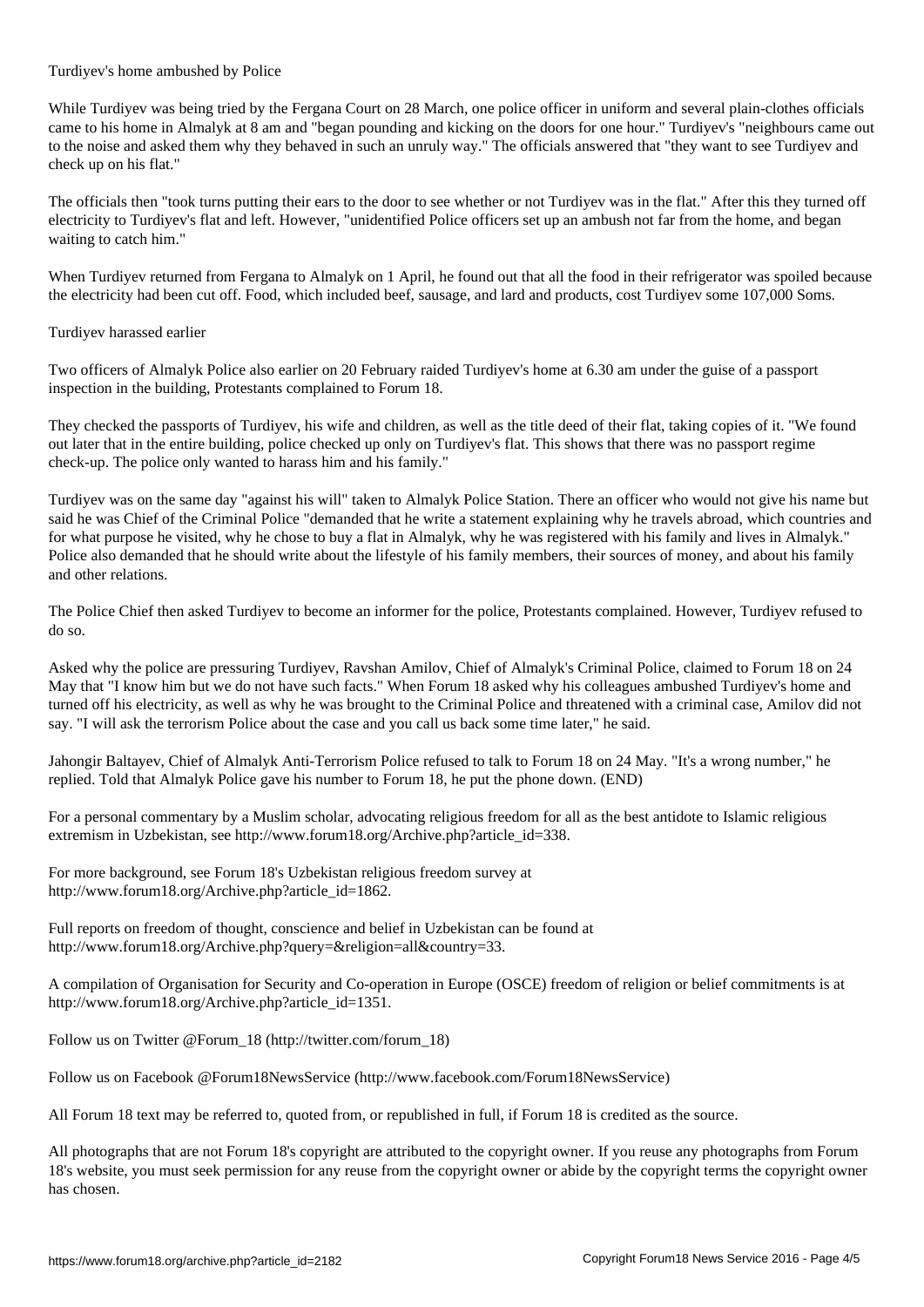Turdiyev's home ambushed by Police

While Turdiyev was being tried by the Fergana Court on 28 March, one police officer in uniform and several plain-clothes officials came to his home in Almalyk at 8 am and "began pounding and kicking on the doors for one hour." Turdiyev's "neighbours came out to the noise and asked them why they behaved in such an unruly way." The officials answered that "they want to see Turdiyev and check up on his flat."

The officials then "took turns putting their ears to the door to see whether or not Turdiyev was in the flat." After this they turned off electricity to Turdiyev's flat and left. However, "unidentified Police officers set up an ambush not far from the home, and began waiting to catch him."

When Turdiyev returned from Fergana to Almalyk on 1 April, he found out that all the food in their refrigerator was spoiled because the electricity had been cut off. Food, which included beef, sausage, and lard and products, cost Turdiyev some 107,000 Soms.

Turdiyev harassed earlier

Two officers of Almalyk Police also earlier on 20 February raided Turdiyev's home at 6.30 am under the guise of a passport inspection in the building, Protestants complained to Forum 18.

They checked the passports of Turdiyev, his wife and children, as well as the title deed of their flat, taking copies of it. "We found out later that in the entire building, police checked up only on Turdiyev's flat. This shows that there was no passport regime check-up. The police only wanted to harass him and his family."

Turdiyev was on the same day "against his will" taken to Almalyk Police Station. There an officer who would not give his name but said he was Chief of the Criminal Police "demanded that he write a statement explaining why he travels abroad, which countries and for what purpose he visited, why he chose to buy a flat in Almalyk, why he was registered with his family and lives in Almalyk." Police also demanded that he should write about the lifestyle of his family members, their sources of money, and about his family and other relations.

The Police Chief then asked Turdiyev to become an informer for the police, Protestants complained. However, Turdiyev refused to do so.

Asked why the police are pressuring Turdiyev, Ravshan Amilov, Chief of Almalyk's Criminal Police, claimed to Forum 18 on 24 May that "I know him but we do not have such facts." When Forum 18 asked why his colleagues ambushed Turdiyev's home and turned off his electricity, as well as why he was brought to the Criminal Police and threatened with a criminal case, Amilov did not say. "I will ask the terrorism Police about the case and you call us back some time later," he said.

Jahongir Baltayev, Chief of Almalyk Anti-Terrorism Police refused to talk to Forum 18 on 24 May. "It's a wrong number," he replied. Told that Almalyk Police gave his number to Forum 18, he put the phone down. (END)

For a personal commentary by a Muslim scholar, advocating religious freedom for all as the best antidote to Islamic religious extremism in Uzbekistan, see http://www.forum18.org/Archive.php?article_id=338.

For more background, see Forum 18's Uzbekistan religious freedom survey at http://www.forum18.org/Archive.php?article_id=1862.

Full reports on freedom of thought, conscience and belief in Uzbekistan can be found at http://www.forum18.org/Archive.php?query=&religion=all&country=33.

A compilation of Organisation for Security and Co-operation in Europe (OSCE) freedom of religion or belief commitments is at http://www.forum18.org/Archive.php?article_id=1351.

Follow us on Twitter @Forum_18 (http://twitter.com/forum_18)

Follow us on Facebook @Forum18NewsService (http://www.facebook.com/Forum18NewsService)

All Forum 18 text may be referred to, quoted from, or republished in full, if Forum 18 is credited as the source.

All photographs that are not Forum 18's copyright are attributed to the copyright owner. If you reuse any photographs from Forum 18's website, you must seek permission for any reuse from the copyright owner or abide by the copyright terms the copyright owner has chosen.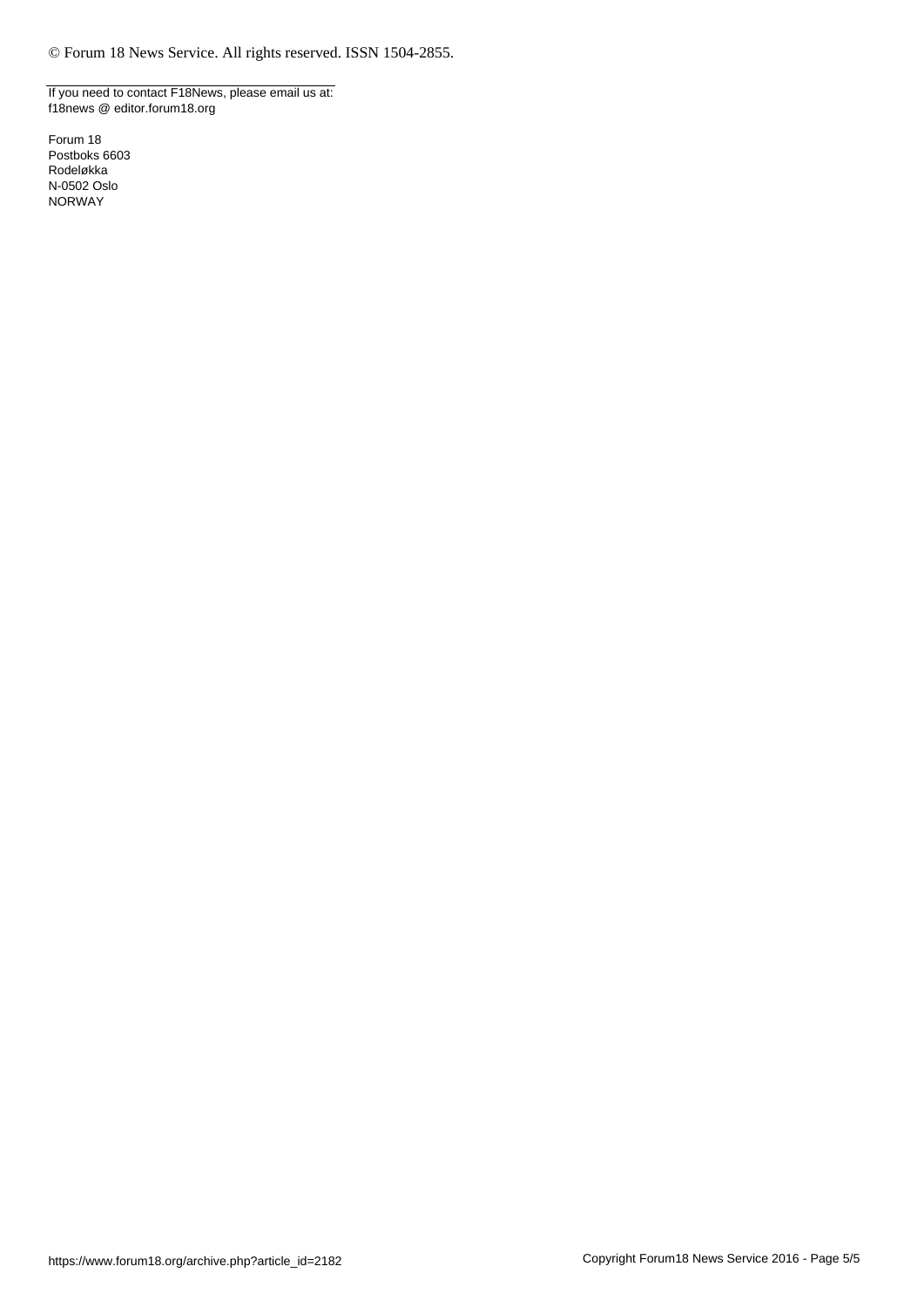© Forum 18 News Service. All rights reserved. ISSN 1504-2855.

If you need to contact F18News, please email us at:
f18news @ editor.forum18.org

Forum 18
Postboks 6603
Rodeløkka
N-0502 Oslo
NORWAY